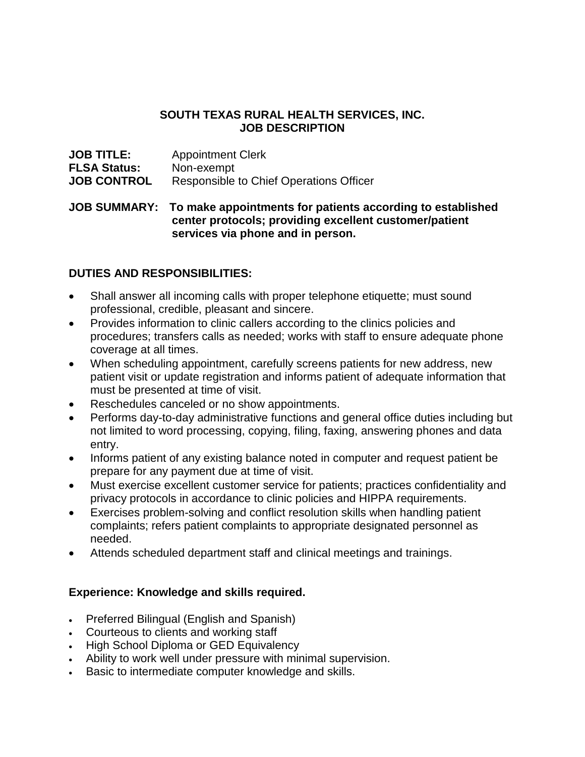# SOUTH TEXAS RURAL HEALTH SERVICES, INC.
## JOB DESCRIPTION

**JOB TITLE:** Appointment Clerk
**FLSA Status:** Non-exempt
**JOB CONTROL** Responsible to Chief Operations Officer

**JOB SUMMARY: To make appointments for patients according to established center protocols; providing excellent customer/patient services via phone and in person.**

## DUTIES AND RESPONSIBILITIES:

- Shall answer all incoming calls with proper telephone etiquette; must sound professional, credible, pleasant and sincere.
- Provides information to clinic callers according to the clinics policies and procedures; transfers calls as needed; works with staff to ensure adequate phone coverage at all times.
- When scheduling appointment, carefully screens patients for new address, new patient visit or update registration and informs patient of adequate information that must be presented at time of visit.
- Reschedules canceled or no show appointments.
- Performs day-to-day administrative functions and general office duties including but not limited to word processing, copying, filing, faxing, answering phones and data entry.
- Informs patient of any existing balance noted in computer and request patient be prepare for any payment due at time of visit.
- Must exercise excellent customer service for patients; practices confidentiality and privacy protocols in accordance to clinic policies and HIPPA requirements.
- Exercises problem-solving and conflict resolution skills when handling patient complaints; refers patient complaints to appropriate designated personnel as needed.
- Attends scheduled department staff and clinical meetings and trainings.

## Experience: Knowledge and skills required.

- Preferred Bilingual (English and Spanish)
- Courteous to clients and working staff
- High School Diploma or GED Equivalency
- Ability to work well under pressure with minimal supervision.
- Basic to intermediate computer knowledge and skills.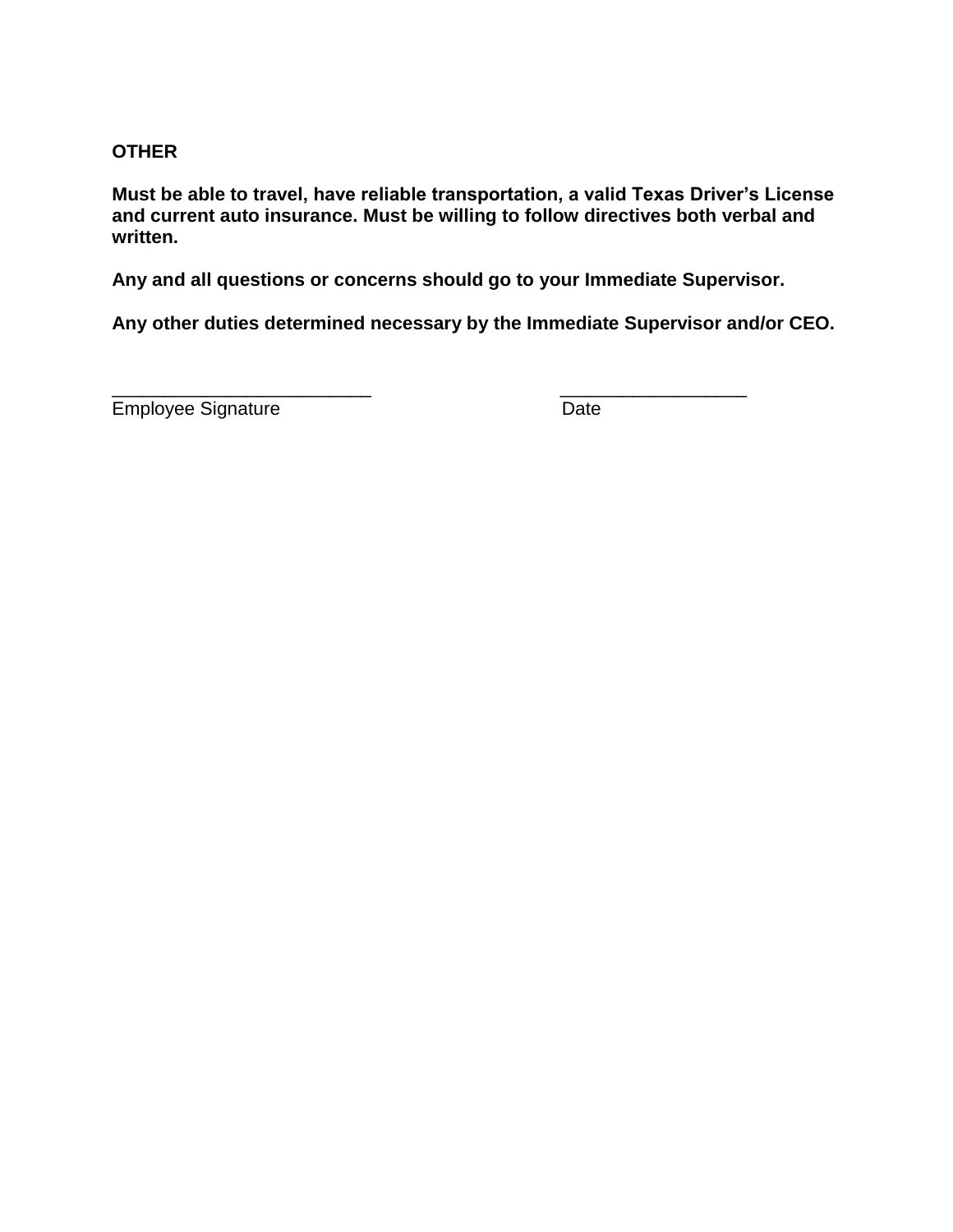**OTHER**

**Must be able to travel, have reliable transportation, a valid Texas Driver's License and current auto insurance. Must be willing to follow directives both verbal and written.**

**Any and all questions or concerns should go to your Immediate Supervisor.**

**Any other duties determined necessary by the Immediate Supervisor and/or CEO.**

_________________________ &nbsp;&nbsp;&nbsp;&nbsp;&nbsp;&nbsp;&nbsp;&nbsp;&nbsp;&nbsp; __________________

Employee Signature &nbsp;&nbsp;&nbsp;&nbsp;&nbsp;&nbsp;&nbsp;&nbsp;&nbsp;&nbsp;&nbsp;&nbsp;&nbsp;&nbsp;&nbsp;&nbsp;&nbsp;&nbsp;&nbsp;&nbsp; Date